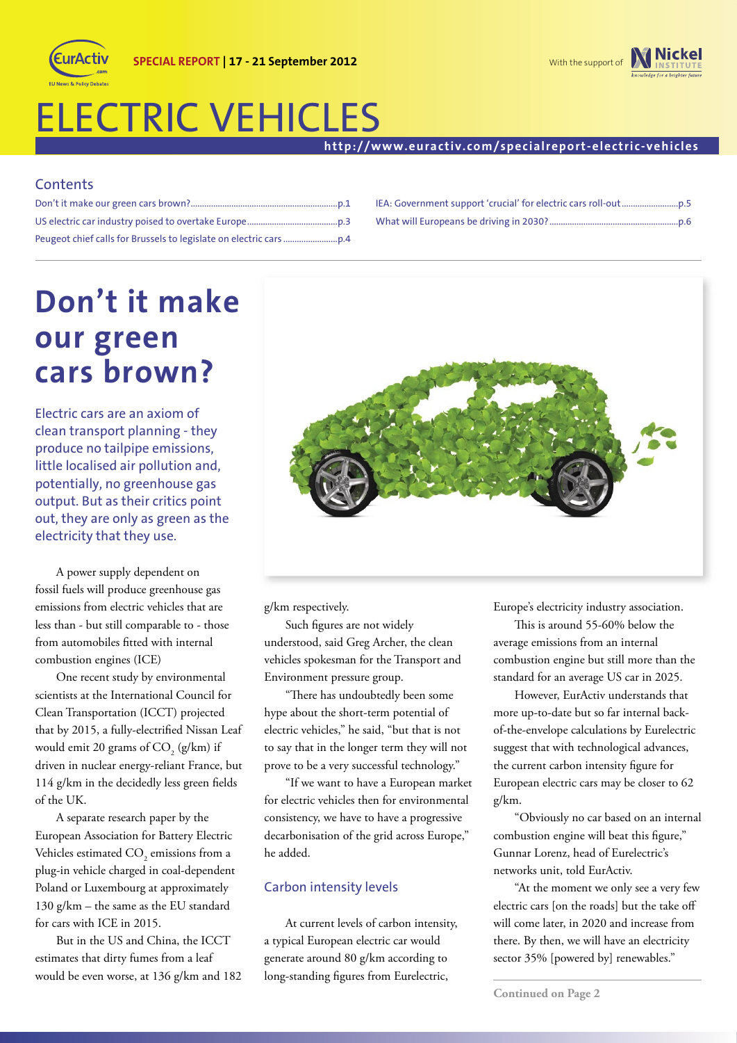SPECIAL REPORT | 17 - 21 September 2012

With the support of Nickel Institute

# ELECTRIC VEHICLES

http://www.euractiv.com/specialreport-electric-vehicles

## Contents

- Don't it make our green cars brown? ... p.1
- US electric car industry poised to overtake Europe ... p.3
- Peugeot chief calls for Brussels to legislate on electric cars ... p.4
- IEA: Government support 'crucial' for electric cars roll-out ... p.5
- What will Europeans be driving in 2030? ... p.6

# Don't it make our green cars brown?

Electric cars are an axiom of clean transport planning - they produce no tailpipe emissions, little localised air pollution and, potentially, no greenhouse gas output. But as their critics point out, they are only as green as the electricity that they use.

A power supply dependent on fossil fuels will produce greenhouse gas emissions from electric vehicles that are less than - but still comparable to - those from automobiles fitted with internal combustion engines (ICE)

One recent study by environmental scientists at the International Council for Clean Transportation (ICCT) projected that by 2015, a fully-electrified Nissan Leaf would emit 20 grams of $CO_2$ (g/km) if driven in nuclear energy-reliant France, but 114 g/km in the decidedly less green fields of the UK.

A separate research paper by the European Association for Battery Electric Vehicles estimated $CO_2$ emissions from a plug-in vehicle charged in coal-dependent Poland or Luxembourg at approximately 130 g/km – the same as the EU standard for cars with ICE in 2015.

But in the US and China, the ICCT estimates that dirty fumes from a leaf would be even worse, at 136 g/km and 182 g/km respectively.

Such figures are not widely understood, said Greg Archer, the clean vehicles spokesman for the Transport and Environment pressure group.

"There has undoubtedly been some hype about the short-term potential of electric vehicles," he said, "but that is not to say that in the longer term they will not prove to be a very successful technology."

"If we want to have a European market for electric vehicles then for environmental consistency, we have to have a progressive decarbonisation of the grid across Europe," he added.

### Carbon intensity levels

At current levels of carbon intensity, a typical European electric car would generate around 80 g/km according to long-standing figures from Eurelectric, Europe's electricity industry association.

This is around 55-60% below the average emissions from an internal combustion engine but still more than the standard for an average US car in 2025.

However, EurActiv understands that more up-to-date but so far internal back-of-the-envelope calculations by Eurelectric suggest that with technological advances, the current carbon intensity figure for European electric cars may be closer to 62 g/km.

"Obviously no car based on an internal combustion engine will beat this figure," Gunnar Lorenz, head of Eurelectric's networks unit, told EurActiv.

"At the moment we only see a very few electric cars [on the roads] but the take off will come later, in 2020 and increase from there. By then, we will have an electricity sector 35% [powered by] renewables."

**Continued on Page 2**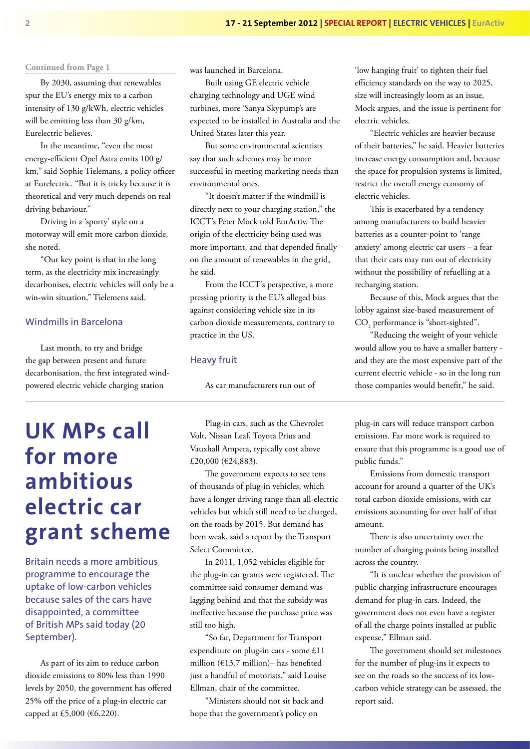Continued from Page 1

By 2030, assuming that renewables spur the EU's energy mix to a carbon intensity of 130 g/kWh, electric vehicles will be emitting less than 30 g/km, Eurelectric believes.

In the meantime, "even the most energy-efficient Opel Astra emits 100 g/km," said Sophie Tielemans, a policy officer at Eurelectric. "But it is tricky because it is theoretical and very much depends on real driving behaviour."

Driving in a 'sporty' style on a motorway will emit more carbon dioxide, she noted.

"Our key point is that in the long term, as the electricity mix increasingly decarbonises, electric vehicles will only be a win-win situation," Tielemens said.

### Windmills in Barcelona

Last month, to try and bridge the gap between present and future decarbonisation, the first integrated wind-powered electric vehicle charging station was launched in Barcelona.

Built using GE electric vehicle charging technology and UGE wind turbines, more 'Sanya Skypump's are expected to be installed in Australia and the United States later this year.

But some environmental scientists say that such schemes may be more successful in meeting marketing needs than environmental ones.

"It doesn't matter if the windmill is directly next to your charging station," the ICCT's Peter Mock told EurActiv. The origin of the electricity being used was more important, and that depended finally on the amount of renewables in the grid, he said.

From the ICCT's perspective, a more pressing priority is the EU's alleged bias against considering vehicle size in its carbon dioxide measurements, contrary to practice in the US.

### Heavy fruit

As car manufacturers run out of 'low hanging fruit' to tighten their fuel efficiency standards on the way to 2025, size will increasingly loom as an issue, Mock argues, and the issue is pertinent for electric vehicles.

"Electric vehicles are heavier because of their batteries," he said. Heavier batteries increase energy consumption and, because the space for propulsion systems is limited, restrict the overall energy economy of electric vehicles.

This is exacerbated by a tendency among manufacturers to build heavier batteries as a counter-point to 'range anxiety' among electric car users – a fear that their cars may run out of electricity without the possibility of refuelling at a recharging station.

Because of this, Mock argues that the lobby against size-based measurement of $CO_2$ performance is "short-sighted".

"Reducing the weight of your vehicle would allow you to have a smaller battery - and they are the most expensive part of the current electric vehicle - so in the long run those companies would benefit," he said.

# UK MPs call for more ambitious electric car grant scheme

**Britain needs a more ambitious programme to encourage the uptake of low-carbon vehicles because sales of the cars have disappointed, a committee of British MPs said today (20 September).**

As part of its aim to reduce carbon dioxide emissions to 80% less than 1990 levels by 2050, the government has offered 25% off the price of a plug-in electric car capped at £5,000 (€6,220).

Plug-in cars, such as the Chevrolet Volt, Nissan Leaf, Toyota Prius and Vauxhall Ampera, typically cost above £20,000 (€24,883).

The government expects to see tens of thousands of plug-in vehicles, which have a longer driving range than all-electric vehicles but which still need to be charged, on the roads by 2015. But demand has been weak, said a report by the Transport Select Committee.

In 2011, 1,052 vehicles eligible for the plug-in car grants were registered. The committee said consumer demand was lagging behind and that the subsidy was ineffective because the purchase price was still too high.

"So far, Department for Transport expenditure on plug-in cars - some £11 million (€13.7 million)– has benefited just a handful of motorists," said Louise Ellman, chair of the committee.

"Ministers should not sit back and hope that the government's policy on plug-in cars will reduce transport carbon emissions. Far more work is required to ensure that this programme is a good use of public funds."

Emissions from domestic transport account for around a quarter of the UK's total carbon dioxide emissions, with car emissions accounting for over half of that amount.

There is also uncertainty over the number of charging points being installed across the country.

"It is unclear whether the provision of public charging infrastructure encourages demand for plug-in cars. Indeed, the government does not even have a register of all the charge points installed at public expense," Ellman said.

The government should set milestones for the number of plug-ins it expects to see on the roads so the success of its low-carbon vehicle strategy can be assessed, the report said.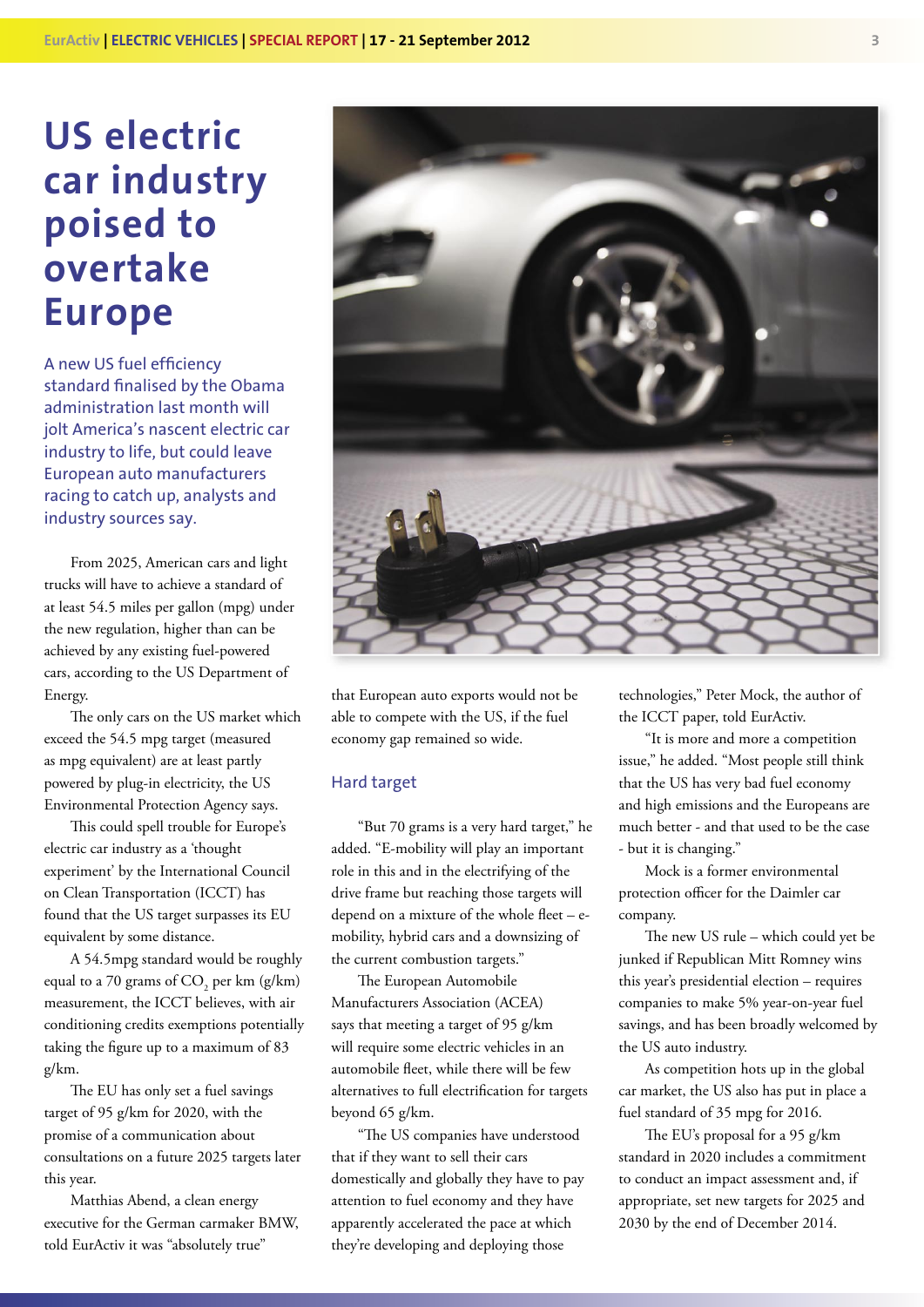# US electric car industry poised to overtake Europe

**A new US fuel efficiency standard finalised by the Obama administration last month will jolt America's nascent electric car industry to life, but could leave European auto manufacturers racing to catch up, analysts and industry sources say.**

From 2025, American cars and light trucks will have to achieve a standard of at least 54.5 miles per gallon (mpg) under the new regulation, higher than can be achieved by any existing fuel-powered cars, according to the US Department of Energy.

The only cars on the US market which exceed the 54.5 mpg target (measured as mpg equivalent) are at least partly powered by plug-in electricity, the US Environmental Protection Agency says.

This could spell trouble for Europe's electric car industry as a 'thought experiment' by the International Council on Clean Transportation (ICCT) has found that the US target surpasses its EU equivalent by some distance.

A 54.5mpg standard would be roughly equal to a 70 grams of $CO_2$ per km (g/km) measurement, the ICCT believes, with air conditioning credits exemptions potentially taking the figure up to a maximum of 83 g/km.

The EU has only set a fuel savings target of 95 g/km for 2020, with the promise of a communication about consultations on a future 2025 targets later this year.

Matthias Abend, a clean energy executive for the German carmaker BMW, told EurActiv it was "absolutely true" that European auto exports would not be able to compete with the US, if the fuel economy gap remained so wide.

## Hard target

"But 70 grams is a very hard target," he added. "E-mobility will play an important role in this and in the electrifying of the drive frame but reaching those targets will depend on a mixture of the whole fleet – e-mobility, hybrid cars and a downsizing of the current combustion targets."

The European Automobile Manufacturers Association (ACEA) says that meeting a target of 95 g/km will require some electric vehicles in an automobile fleet, while there will be few alternatives to full electrification for targets beyond 65 g/km.

"The US companies have understood that if they want to sell their cars domestically and globally they have to pay attention to fuel economy and they have apparently accelerated the pace at which they're developing and deploying those technologies," Peter Mock, the author of the ICCT paper, told EurActiv.

"It is more and more a competition issue," he added. "Most people still think that the US has very bad fuel economy and high emissions and the Europeans are much better - and that used to be the case - but it is changing."

Mock is a former environmental protection officer for the Daimler car company.

The new US rule – which could yet be junked if Republican Mitt Romney wins this year's presidential election – requires companies to make 5% year-on-year fuel savings, and has been broadly welcomed by the US auto industry.

As competition hots up in the global car market, the US also has put in place a fuel standard of 35 mpg for 2016.

The EU's proposal for a 95 g/km standard in 2020 includes a commitment to conduct an impact assessment and, if appropriate, set new targets for 2025 and 2030 by the end of December 2014.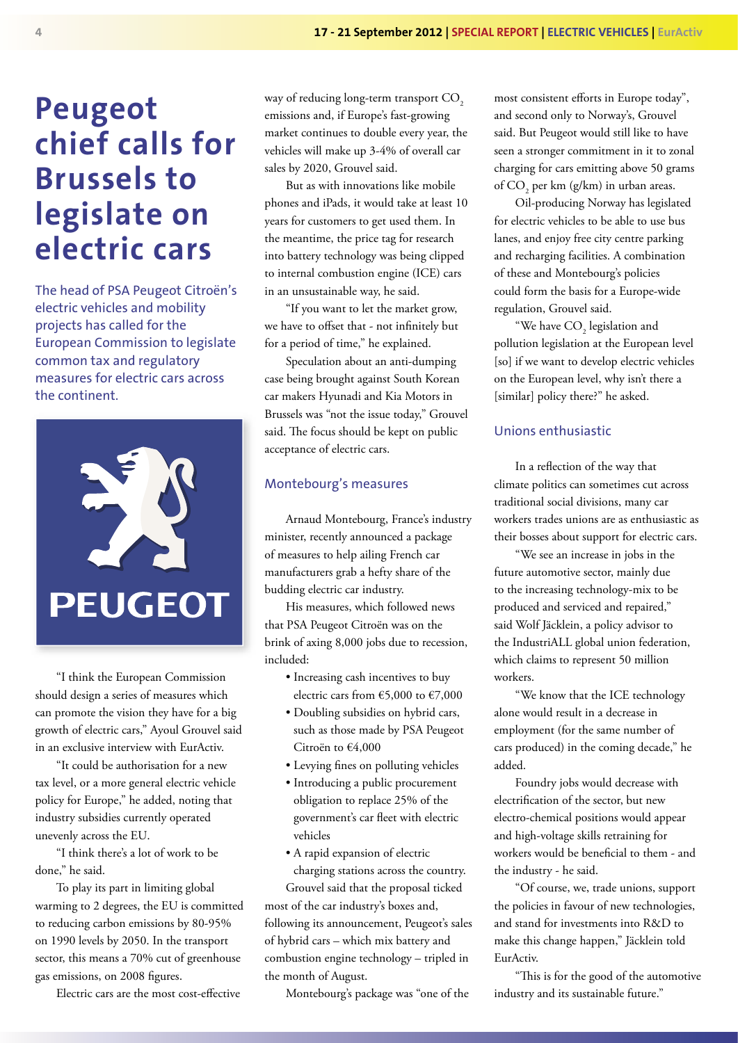# Peugeot chief calls for Brussels to legislate on electric cars

The head of PSA Peugeot Citroën's electric vehicles and mobility projects has called for the European Commission to legislate common tax and regulatory measures for electric cars across the continent.

"I think the European Commission should design a series of measures which can promote the vision they have for a big growth of electric cars," Ayoul Grouvel said in an exclusive interview with EurActiv.

"It could be authorisation for a new tax level, or a more general electric vehicle policy for Europe," he added, noting that industry subsidies currently operated unevenly across the EU.

"I think there's a lot of work to be done," he said.

To play its part in limiting global warming to 2 degrees, the EU is committed to reducing carbon emissions by 80-95% on 1990 levels by 2050. In the transport sector, this means a 70% cut of greenhouse gas emissions, on 2008 figures.

Electric cars are the most cost-effective way of reducing long-term transport $CO_2$ emissions and, if Europe's fast-growing market continues to double every year, the vehicles will make up 3-4% of overall car sales by 2020, Grouvel said.

But as with innovations like mobile phones and iPads, it would take at least 10 years for customers to get used them. In the meantime, the price tag for research into battery technology was being clipped to internal combustion engine (ICE) cars in an unsustainable way, he said.

"If you want to let the market grow, we have to offset that - not infinitely but for a period of time," he explained.

Speculation about an anti-dumping case being brought against South Korean car makers Hyunadi and Kia Motors in Brussels was "not the issue today," Grouvel said. The focus should be kept on public acceptance of electric cars.

## Montebourg's measures

Arnaud Montebourg, France's industry minister, recently announced a package of measures to help ailing French car manufacturers grab a hefty share of the budding electric car industry.

His measures, which followed news that PSA Peugeot Citroën was on the brink of axing 8,000 jobs due to recession, included:

- Increasing cash incentives to buy electric cars from €5,000 to €7,000
- Doubling subsidies on hybrid cars, such as those made by PSA Peugeot Citroën to €4,000
- Levying fines on polluting vehicles
- Introducing a public procurement obligation to replace 25% of the government's car fleet with electric vehicles
- A rapid expansion of electric charging stations across the country.

Grouvel said that the proposal ticked most of the car industry's boxes and, following its announcement, Peugeot's sales of hybrid cars – which mix battery and combustion engine technology – tripled in the month of August.

Montebourg's package was "one of the most consistent efforts in Europe today", and second only to Norway's, Grouvel said. But Peugeot would still like to have seen a stronger commitment in it to zonal charging for cars emitting above 50 grams of $CO_2$ per km (g/km) in urban areas.

Oil-producing Norway has legislated for electric vehicles to be able to use bus lanes, and enjoy free city centre parking and recharging facilities. A combination of these and Montebourg's policies could form the basis for a Europe-wide regulation, Grouvel said.

"We have $CO_2$ legislation and pollution legislation at the European level [so] if we want to develop electric vehicles on the European level, why isn't there a [similar] policy there?" he asked.

## Unions enthusiastic

In a reflection of the way that climate politics can sometimes cut across traditional social divisions, many car workers trades unions are as enthusiastic as their bosses about support for electric cars.

"We see an increase in jobs in the future automotive sector, mainly due to the increasing technology-mix to be produced and serviced and repaired," said Wolf Jäcklein, a policy advisor to the IndustriALL global union federation, which claims to represent 50 million workers.

"We know that the ICE technology alone would result in a decrease in employment (for the same number of cars produced) in the coming decade," he added.

Foundry jobs would decrease with electrification of the sector, but new electro-chemical positions would appear and high-voltage skills retraining for workers would be beneficial to them - and the industry - he said.

"Of course, we, trade unions, support the policies in favour of new technologies, and stand for investments into R&D to make this change happen," Jäcklein told EurActiv.

"This is for the good of the automotive industry and its sustainable future."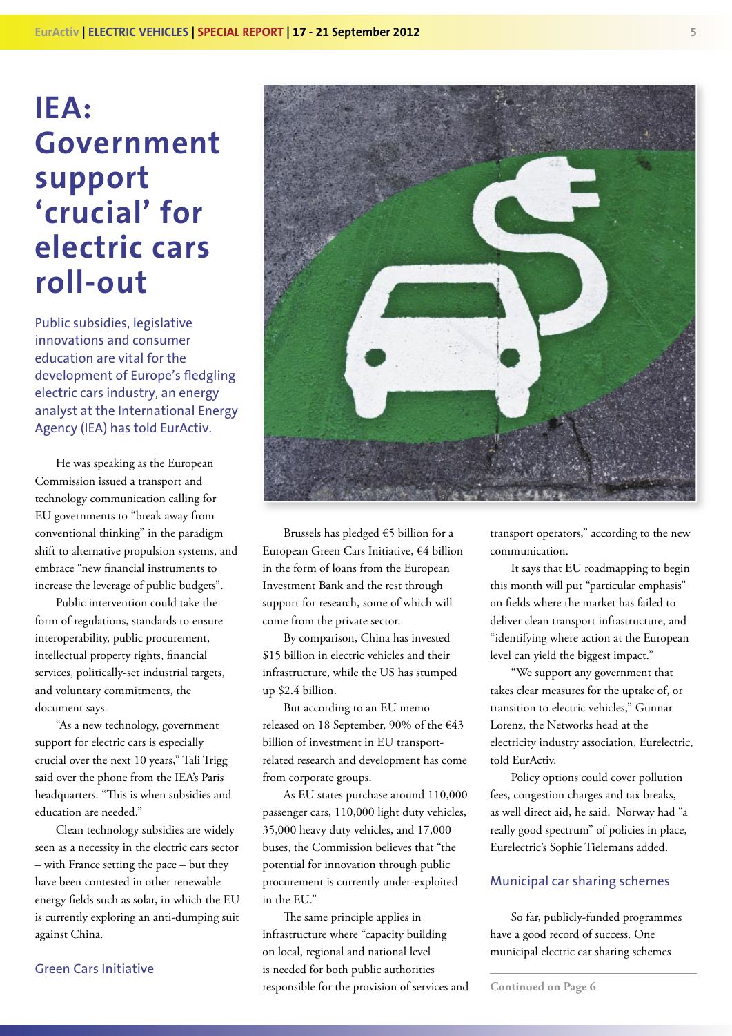# IEA: Government support 'crucial' for electric cars roll-out

Public subsidies, legislative innovations and consumer education are vital for the development of Europe's fledgling electric cars industry, an energy analyst at the International Energy Agency (IEA) has told EurActiv.

He was speaking as the European Commission issued a transport and technology communication calling for EU governments to "break away from conventional thinking" in the paradigm shift to alternative propulsion systems, and embrace "new financial instruments to increase the leverage of public budgets".

Public intervention could take the form of regulations, standards to ensure interoperability, public procurement, intellectual property rights, financial services, politically-set industrial targets, and voluntary commitments, the document says.

"As a new technology, government support for electric cars is especially crucial over the next 10 years," Tali Trigg said over the phone from the IEA's Paris headquarters. "This is when subsidies and education are needed."

Clean technology subsidies are widely seen as a necessity in the electric cars sector – with France setting the pace – but they have been contested in other renewable energy fields such as solar, in which the EU is currently exploring an anti-dumping suit against China.

## Green Cars Initiative

Brussels has pledged €5 billion for a European Green Cars Initiative, €4 billion in the form of loans from the European Investment Bank and the rest through support for research, some of which will come from the private sector.

By comparison, China has invested $15 billion in electric vehicles and their infrastructure, while the US has stumped up $2.4 billion.

But according to an EU memo released on 18 September, 90% of the €43 billion of investment in EU transport-related research and development has come from corporate groups.

As EU states purchase around 110,000 passenger cars, 110,000 light duty vehicles, 35,000 heavy duty vehicles, and 17,000 buses, the Commission believes that "the potential for innovation through public procurement is currently under-exploited in the EU."

The same principle applies in infrastructure where "capacity building on local, regional and national level is needed for both public authorities responsible for the provision of services and transport operators," according to the new communication.

It says that EU roadmapping to begin this month will put "particular emphasis" on fields where the market has failed to deliver clean transport infrastructure, and "identifying where action at the European level can yield the biggest impact."

"We support any government that takes clear measures for the uptake of, or transition to electric vehicles," Gunnar Lorenz, the Networks head at the electricity industry association, Eurelectric, told EurActiv.

Policy options could cover pollution fees, congestion charges and tax breaks, as well direct aid, he said. Norway had "a really good spectrum" of policies in place, Eurelectric's Sophie Tielemans added.

## Municipal car sharing schemes

So far, publicly-funded programmes have a good record of success. One municipal electric car sharing schemes

Continued on Page 6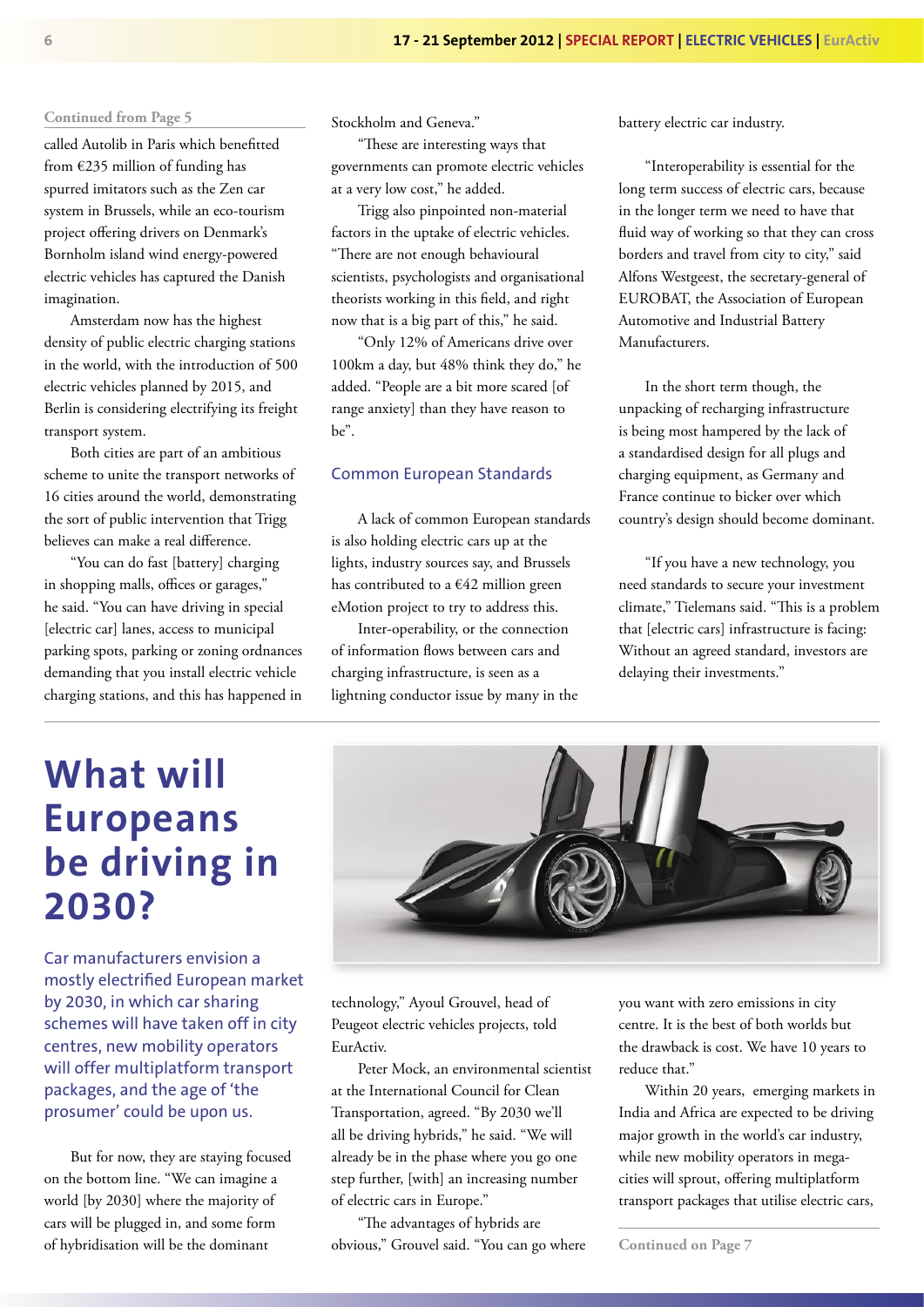Continued from Page 5

called Autolib in Paris which benefitted from €235 million of funding has spurred imitators such as the Zen car system in Brussels, while an eco-tourism project offering drivers on Denmark's Bornholm island wind energy-powered electric vehicles has captured the Danish imagination.

Amsterdam now has the highest density of public electric charging stations in the world, with the introduction of 500 electric vehicles planned by 2015, and Berlin is considering electrifying its freight transport system.

Both cities are part of an ambitious scheme to unite the transport networks of 16 cities around the world, demonstrating the sort of public intervention that Trigg believes can make a real difference.

"You can do fast [battery] charging in shopping malls, offices or garages," he said. "You can have driving in special [electric car] lanes, access to municipal parking spots, parking or zoning ordnances demanding that you install electric vehicle charging stations, and this has happened in Stockholm and Geneva."

"These are interesting ways that governments can promote electric vehicles at a very low cost," he added.

Trigg also pinpointed non-material factors in the uptake of electric vehicles. "There are not enough behavioural scientists, psychologists and organisational theorists working in this field, and right now that is a big part of this," he said.

"Only 12% of Americans drive over 100km a day, but 48% think they do," he added. "People are a bit more scared [of range anxiety] than they have reason to be".

### Common European Standards

A lack of common European standards is also holding electric cars up at the lights, industry sources say, and Brussels has contributed to a €42 million green eMotion project to try to address this.

Inter-operability, or the connection of information flows between cars and charging infrastructure, is seen as a lightning conductor issue by many in the battery electric car industry.

"Interoperability is essential for the long term success of electric cars, because in the longer term we need to have that fluid way of working so that they can cross borders and travel from city to city," said Alfons Westgeest, the secretary-general of EUROBAT, the Association of European Automotive and Industrial Battery Manufacturers.

In the short term though, the unpacking of recharging infrastructure is being most hampered by the lack of a standardised design for all plugs and charging equipment, as Germany and France continue to bicker over which country's design should become dominant.

"If you have a new technology, you need standards to secure your investment climate," Tielemans said. "This is a problem that [electric cars] infrastructure is facing: Without an agreed standard, investors are delaying their investments."

# What will Europeans be driving in 2030?

**Car manufacturers envision a mostly electrified European market by 2030, in which car sharing schemes will have taken off in city centres, new mobility operators will offer multiplatform transport packages, and the age of 'the prosumer' could be upon us.**

But for now, they are staying focused on the bottom line. "We can imagine a world [by 2030] where the majority of cars will be plugged in, and some form of hybridisation will be the dominant technology," Ayoul Grouvel, head of Peugeot electric vehicles projects, told EurActiv.

Peter Mock, an environmental scientist at the International Council for Clean Transportation, agreed. "By 2030 we'll all be driving hybrids," he said. "We will already be in the phase where you go one step further, [with] an increasing number of electric cars in Europe."

"The advantages of hybrids are obvious," Grouvel said. "You can go where you want with zero emissions in city centre. It is the best of both worlds but the drawback is cost. We have 10 years to reduce that."

Within 20 years, emerging markets in India and Africa are expected to be driving major growth in the world's car industry, while new mobility operators in mega-cities will sprout, offering multiplatform transport packages that utilise electric cars,

Continued on Page 7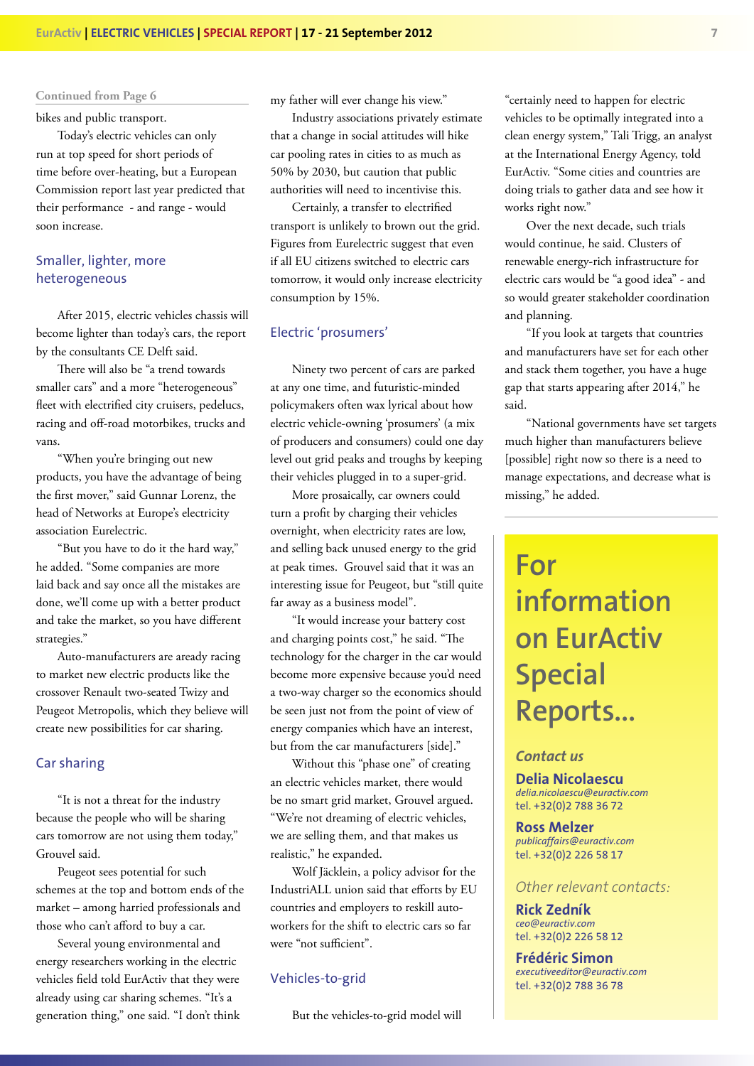Continued from Page 6

bikes and public transport.

Today's electric vehicles can only run at top speed for short periods of time before over-heating, but a European Commission report last year predicted that their performance - and range - would soon increase.

## Smaller, lighter, more heterogeneous

After 2015, electric vehicles chassis will become lighter than today's cars, the report by the consultants CE Delft said.

There will also be "a trend towards smaller cars" and a more "heterogeneous" fleet with electrified city cruisers, pedelucs, racing and off-road motorbikes, trucks and vans.

"When you're bringing out new products, you have the advantage of being the first mover," said Gunnar Lorenz, the head of Networks at Europe's electricity association Eurelectric.

"But you have to do it the hard way," he added. "Some companies are more laid back and say once all the mistakes are done, we'll come up with a better product and take the market, so you have different strategies."

Auto-manufacturers are aready racing to market new electric products like the crossover Renault two-seated Twizy and Peugeot Metropolis, which they believe will create new possibilities for car sharing.

## Car sharing

"It is not a threat for the industry because the people who will be sharing cars tomorrow are not using them today," Grouvel said.

Peugeot sees potential for such schemes at the top and bottom ends of the market – among harried professionals and those who can't afford to buy a car.

Several young environmental and energy researchers working in the electric vehicles field told EurActiv that they were already using car sharing schemes. "It's a generation thing," one said. "I don't think my father will ever change his view."

Industry associations privately estimate that a change in social attitudes will hike car pooling rates in cities to as much as 50% by 2030, but caution that public authorities will need to incentivise this.

Certainly, a transfer to electrified transport is unlikely to brown out the grid. Figures from Eurelectric suggest that even if all EU citizens switched to electric cars tomorrow, it would only increase electricity consumption by 15%.

## Electric 'prosumers'

Ninety two percent of cars are parked at any one time, and futuristic-minded policymakers often wax lyrical about how electric vehicle-owning 'prosumers' (a mix of producers and consumers) could one day level out grid peaks and troughs by keeping their vehicles plugged in to a super-grid.

More prosaically, car owners could turn a profit by charging their vehicles overnight, when electricity rates are low, and selling back unused energy to the grid at peak times. Grouvel said that it was an interesting issue for Peugeot, but "still quite far away as a business model".

"It would increase your battery cost and charging points cost," he said. "The technology for the charger in the car would become more expensive because you'd need a two-way charger so the economics should be seen just not from the point of view of energy companies which have an interest, but from the car manufacturers [side]."

Without this "phase one" of creating an electric vehicles market, there would be no smart grid market, Grouvel argued. "We're not dreaming of electric vehicles, we are selling them, and that makes us realistic," he expanded.

Wolf Jäcklein, a policy advisor for the IndustriALL union said that efforts by EU countries and employers to reskill auto-workers for the shift to electric cars so far were "not sufficient".

## Vehicles-to-grid

But the vehicles-to-grid model will "certainly need to happen for electric vehicles to be optimally integrated into a clean energy system," Tali Trigg, an analyst at the International Energy Agency, told EurActiv. "Some cities and countries are doing trials to gather data and see how it works right now."

Over the next decade, such trials would continue, he said. Clusters of renewable energy-rich infrastructure for electric cars would be "a good idea" - and so would greater stakeholder coordination and planning.

"If you look at targets that countries and manufacturers have set for each other and stack them together, you have a huge gap that starts appearing after 2014," he said.

"National governments have set targets much higher than manufacturers believe [possible] right now so there is a need to manage expectations, and decrease what is missing," he added.

## For information on EurActiv Special Reports...

*Contact us*

**Delia Nicolaescu**
*delia.nicolaescu@euractiv.com*
tel. +32(0)2 788 36 72

**Ross Melzer**
*publicaffairs@euractiv.com*
tel. +32(0)2 226 58 17

*Other relevant contacts:*

**Rick Zedník**
*ceo@euractiv.com*
tel. +32(0)2 226 58 12

**Frédéric Simon**
*executiveeditor@euractiv.com*
tel. +32(0)2 788 36 78